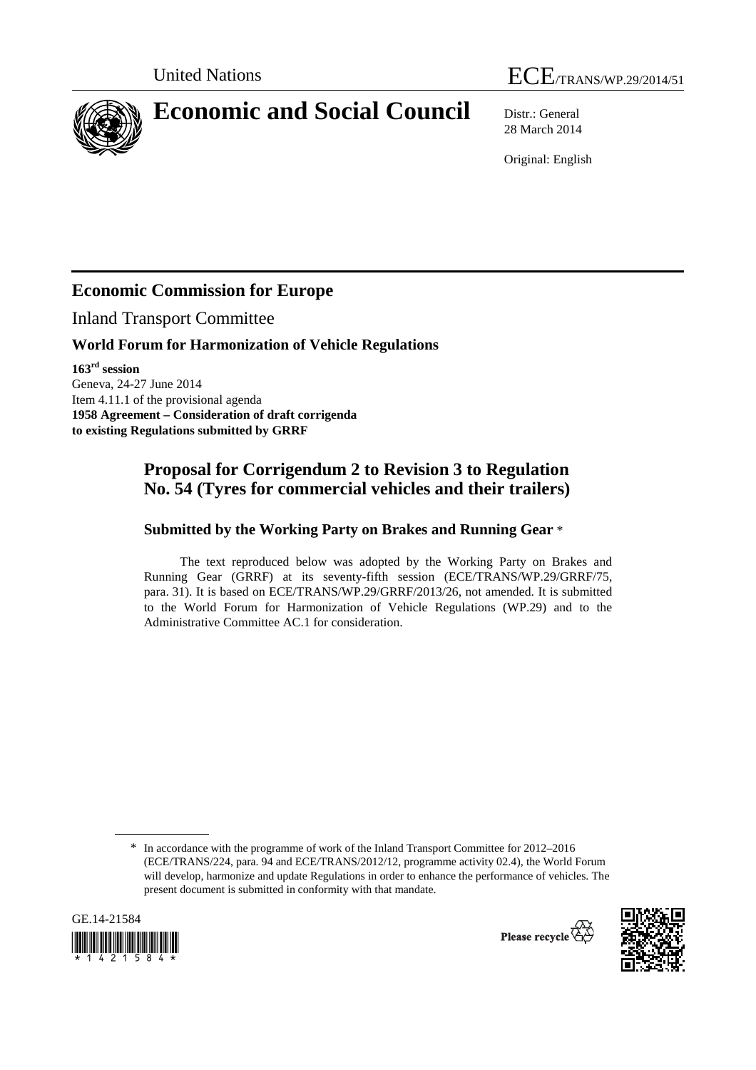United Nations

ECE/TRANS/WP.29/2014/51

# Economic and Social Council

Distr.: General
28 March 2014

Original: English

## Economic Commission for Europe

Inland Transport Committee

### World Forum for Harmonization of Vehicle Regulations

**163rd session**
Geneva, 24-27 June 2014
Item 4.11.1 of the provisional agenda
**1958 Agreement – Consideration of draft corrigenda to existing Regulations submitted by GRRF**

## Proposal for Corrigendum 2 to Revision 3 to Regulation No. 54 (Tyres for commercial vehicles and their trailers)

### Submitted by the Working Party on Brakes and Running Gear *

The text reproduced below was adopted by the Working Party on Brakes and Running Gear (GRRF) at its seventy-fifth session (ECE/TRANS/WP.29/GRRF/75, para. 31). It is based on ECE/TRANS/WP.29/GRRF/2013/26, not amended. It is submitted to the World Forum for Harmonization of Vehicle Regulations (WP.29) and to the Administrative Committee AC.1 for consideration.

* In accordance with the programme of work of the Inland Transport Committee for 2012–2016 (ECE/TRANS/224, para. 94 and ECE/TRANS/2012/12, programme activity 02.4), the World Forum will develop, harmonize and update Regulations in order to enhance the performance of vehicles. The present document is submitted in conformity with that mandate.

GE.14-21584

Please recycle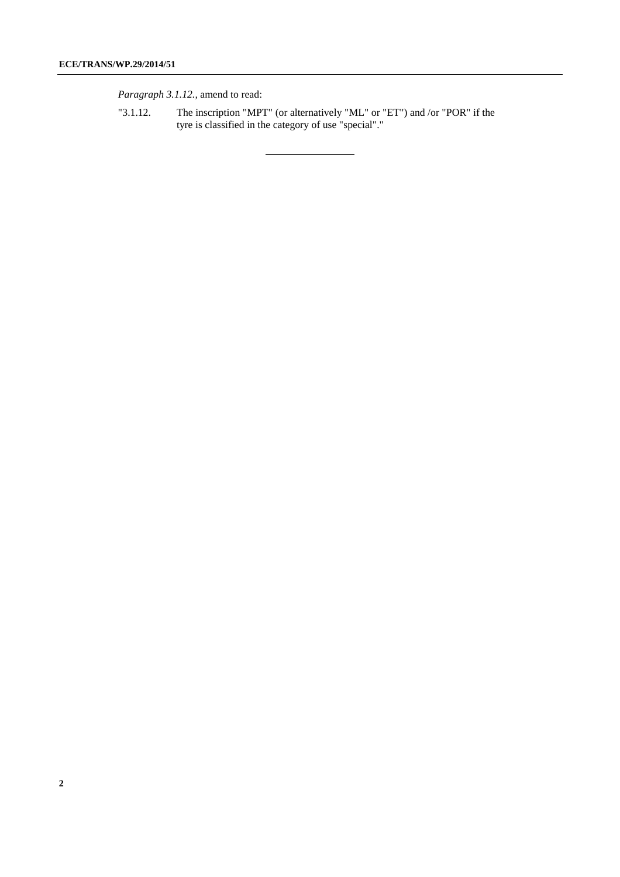*Paragraph 3.1.12.*, amend to read:

"3.1.12. The inscription "MPT" (or alternatively "ML" or "ET") and /or "POR" if the tyre is classified in the category of use "special"."